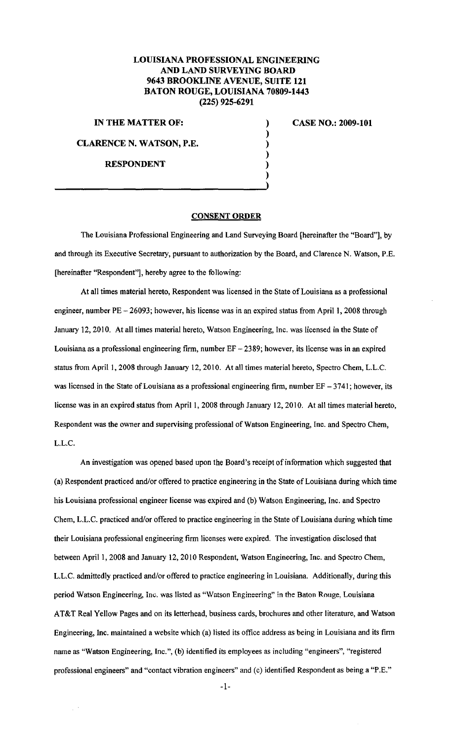**LOUISIANA PROFESSIONAL ENGINEERING AND LAND SURVEYING BOARD**
**9643 BROOKLINE AVENUE, SUITE 121**
**BATON ROUGE, LOUISIANA 70809-1443**
**(225) 925-6291**

**IN THE MATTER OF:**

**CLARENCE N. WATSON, P.E.**

**RESPONDENT**

**CASE NO.: 2009-101**

## CONSENT ORDER

The Louisiana Professional Engineering and Land Surveying Board [hereinafter the "Board"], by and through its Executive Secretary, pursuant to authorization by the Board, and Clarence N. Watson, P.E. [hereinafter "Respondent"], hereby agree to the following:

At all times material hereto, Respondent was licensed in the State of Louisiana as a professional engineer, number PE – 26093; however, his license was in an expired status from April 1, 2008 through January 12, 2010. At all times material hereto, Watson Engineering, Inc. was licensed in the State of Louisiana as a professional engineering firm, number EF – 2389; however, its license was in an expired status from April 1, 2008 through January 12, 2010. At all times material hereto, Spectro Chem, L.L.C. was licensed in the State of Louisiana as a professional engineering firm, number EF – 3741; however, its license was in an expired status from April 1, 2008 through January 12, 2010. At all times material hereto, Respondent was the owner and supervising professional of Watson Engineering, Inc. and Spectro Chem, L.L.C.

An investigation was opened based upon the Board's receipt of information which suggested that (a) Respondent practiced and/or offered to practice engineering in the State of Louisiana during which time his Louisiana professional engineer license was expired and (b) Watson Engineering, Inc. and Spectro Chem, L.L.C. practiced and/or offered to practice engineering in the State of Louisiana during which time their Louisiana professional engineering firm licenses were expired. The investigation disclosed that between April 1, 2008 and January 12, 2010 Respondent, Watson Engineering, Inc. and Spectro Chem, L.L.C. admittedly practiced and/or offered to practice engineering in Louisiana. Additionally, during this period Watson Engineering, Inc. was listed as "Watson Engineering" in the Baton Rouge, Louisiana AT&T Real Yellow Pages and on its letterhead, business cards, brochures and other literature, and Watson Engineering, Inc. maintained a website which (a) listed its office address as being in Louisiana and its firm name as "Watson Engineering, Inc.", (b) identified its employees as including "engineers", "registered professional engineers" and "contact vibration engineers" and (c) identified Respondent as being a "P.E."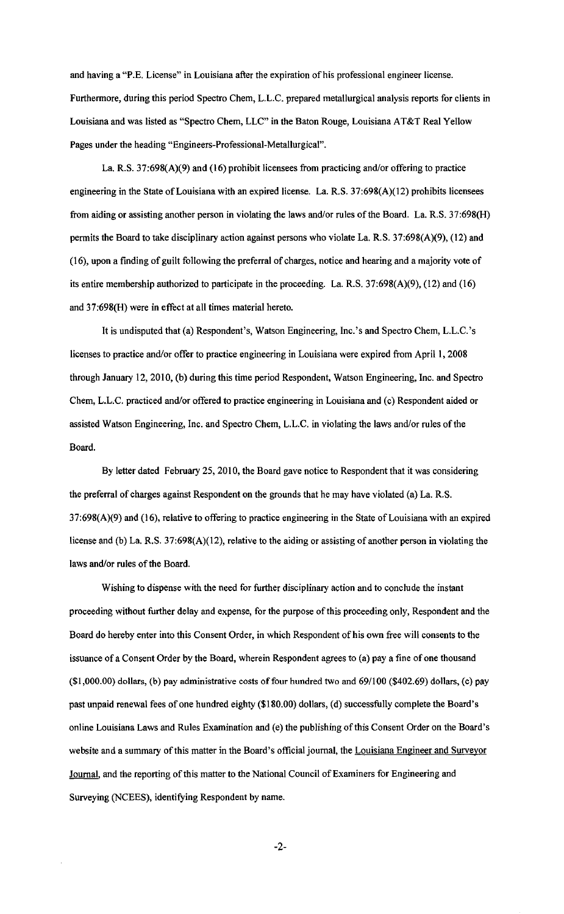and having a "P.E. License" in Louisiana after the expiration of his professional engineer license. Furthermore, during this period Spectro Chem, L.L.C. prepared metallurgical analysis reports for clients in Louisiana and was listed as "Spectro Chem, LLC" in the Baton Rouge, Louisiana AT&T Real Yellow Pages under the heading "Engineers-Professional-Metallurgical".

La. R.S. 37:698(A)(9) and (16) prohibit licensees from practicing and/or offering to practice engineering in the State of Louisiana with an expired license. La. R.S. 37:698(A)(12) prohibits licensees from aiding or assisting another person in violating the laws and/or rules of the Board. La. R.S. 37:698(H) permits the Board to take disciplinary action against persons who violate La. R.S. 37:698(A)(9), (12) and (16), upon a finding of guilt following the preferral of charges, notice and hearing and a majority vote of its entire membership authorized to participate in the proceeding. La. R.S. 37:698(A)(9), (12) and (16) and 37:698(H) were in effect at all times material hereto.

It is undisputed that (a) Respondent's, Watson Engineering, Inc.'s and Spectro Chem, L.L.C.'s licenses to practice and/or offer to practice engineering in Louisiana were expired from April 1, 2008 through January 12, 2010, (b) during this time period Respondent, Watson Engineering, Inc. and Spectro Chem, L.L.C. practiced and/or offered to practice engineering in Louisiana and (c) Respondent aided or assisted Watson Engineering, Inc. and Spectro Chem, L.L.C. in violating the laws and/or rules of the Board.

By letter dated February 25, 2010, the Board gave notice to Respondent that it was considering the preferral of charges against Respondent on the grounds that he may have violated (a) La. R.S. 37:698(A)(9) and (16), relative to offering to practice engineering in the State of Louisiana with an expired license and (b) La. R.S. 37:698(A)(12), relative to the aiding or assisting of another person in violating the laws and/or rules of the Board.

Wishing to dispense with the need for further disciplinary action and to conclude the instant proceeding without further delay and expense, for the purpose of this proceeding only, Respondent and the Board do hereby enter into this Consent Order, in which Respondent of his own free will consents to the issuance of a Consent Order by the Board, wherein Respondent agrees to (a) pay a fine of one thousand ($1,000.00) dollars, (b) pay administrative costs of four hundred two and 69/100 ($402.69) dollars, (c) pay past unpaid renewal fees of one hundred eighty ($180.00) dollars, (d) successfully complete the Board's online Louisiana Laws and Rules Examination and (e) the publishing of this Consent Order on the Board's website and a summary of this matter in the Board's official journal, the Louisiana Engineer and Surveyor Journal, and the reporting of this matter to the National Council of Examiners for Engineering and Surveying (NCEES), identifying Respondent by name.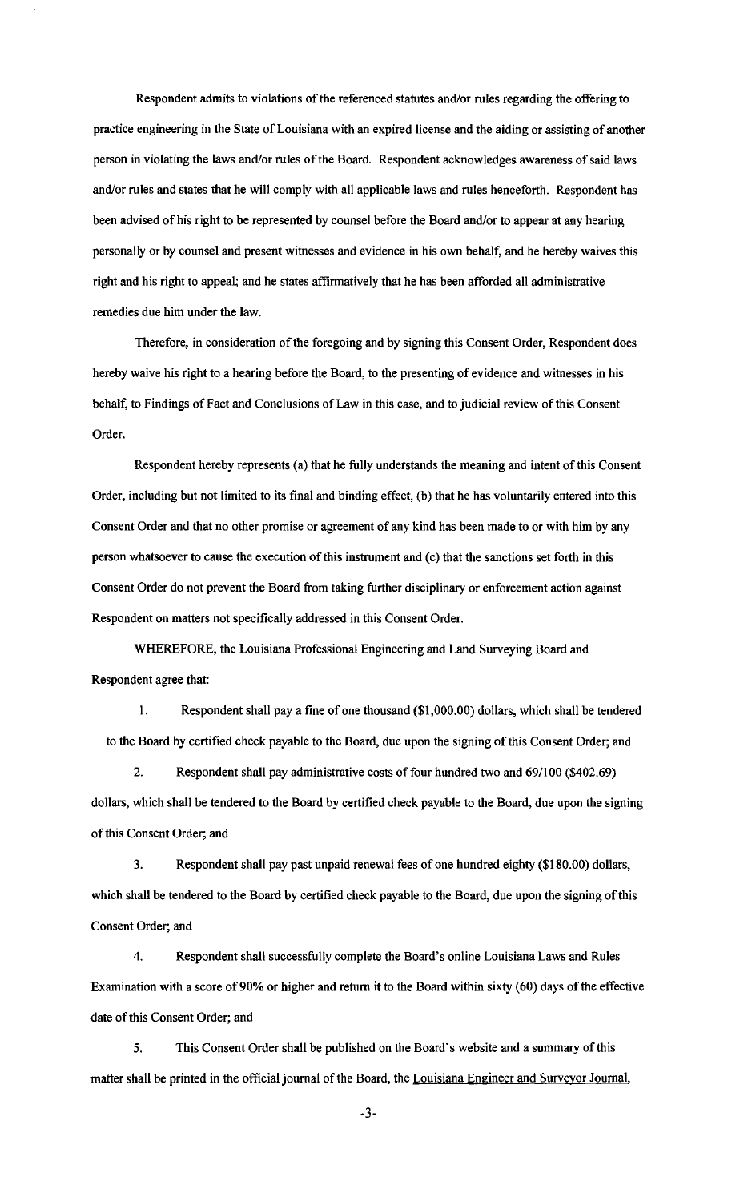Respondent admits to violations of the referenced statutes and/or rules regarding the offering to practice engineering in the State of Louisiana with an expired license and the aiding or assisting of another person in violating the laws and/or rules of the Board. Respondent acknowledges awareness of said laws and/or rules and states that he will comply with all applicable laws and rules henceforth. Respondent has been advised of his right to be represented by counsel before the Board and/or to appear at any hearing personally or by counsel and present witnesses and evidence in his own behalf, and he hereby waives this right and his right to appeal; and he states affirmatively that he has been afforded all administrative remedies due him under the law.

Therefore, in consideration of the foregoing and by signing this Consent Order, Respondent does hereby waive his right to a hearing before the Board, to the presenting of evidence and witnesses in his behalf, to Findings of Fact and Conclusions of Law in this case, and to judicial review of this Consent Order.

Respondent hereby represents (a) that he fully understands the meaning and intent of this Consent Order, including but not limited to its final and binding effect, (b) that he has voluntarily entered into this Consent Order and that no other promise or agreement of any kind has been made to or with him by any person whatsoever to cause the execution of this instrument and (c) that the sanctions set forth in this Consent Order do not prevent the Board from taking further disciplinary or enforcement action against Respondent on matters not specifically addressed in this Consent Order.

WHEREFORE, the Louisiana Professional Engineering and Land Surveying Board and Respondent agree that:

1. Respondent shall pay a fine of one thousand ($1,000.00) dollars, which shall be tendered to the Board by certified check payable to the Board, due upon the signing of this Consent Order; and

2. Respondent shall pay administrative costs of four hundred two and 69/100 ($402.69) dollars, which shall be tendered to the Board by certified check payable to the Board, due upon the signing of this Consent Order; and

3. Respondent shall pay past unpaid renewal fees of one hundred eighty ($180.00) dollars, which shall be tendered to the Board by certified check payable to the Board, due upon the signing of this Consent Order; and

4. Respondent shall successfully complete the Board's online Louisiana Laws and Rules Examination with a score of 90% or higher and return it to the Board within sixty (60) days of the effective date of this Consent Order; and

5. This Consent Order shall be published on the Board's website and a summary of this matter shall be printed in the official journal of the Board, the Louisiana Engineer and Surveyor Journal,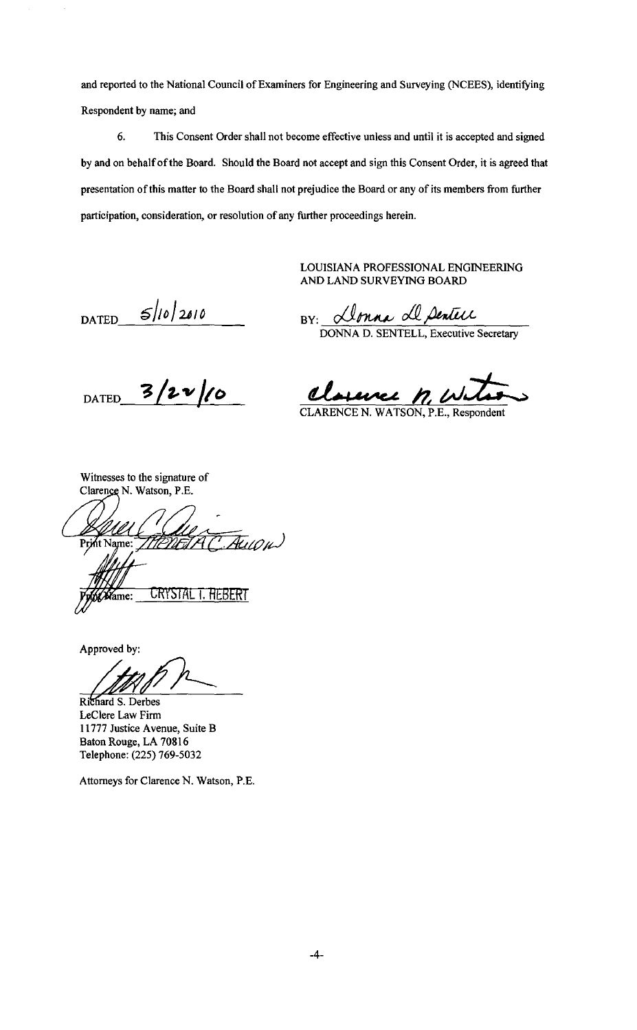and reported to the National Council of Examiners for Engineering and Surveying (NCEES), identifying Respondent by name; and

6. This Consent Order shall not become effective unless and until it is accepted and signed by and on behalf of the Board. Should the Board not accept and sign this Consent Order, it is agreed that presentation of this matter to the Board shall not prejudice the Board or any of its members from further participation, consideration, or resolution of any further proceedings herein.

LOUISIANA PROFESSIONAL ENGINEERING AND LAND SURVEYING BOARD

DATED 5/10/2010

BY: Donna D. Sentell
DONNA D. SENTELL, Executive Secretary

DATED 3/22/10

Clarence N. Watson
CLARENCE N. WATSON, P.E., Respondent

Witnesses to the signature of Clarence N. Watson, P.E.

Print Name: Theresa C. Allison

Print Name: CRYSTAL T. HEBERT

Approved by:

Richard S. Derbes
LeClere Law Firm
11777 Justice Avenue, Suite B
Baton Rouge, LA 70816
Telephone: (225) 769-5032

Attorneys for Clarence N. Watson, P.E.